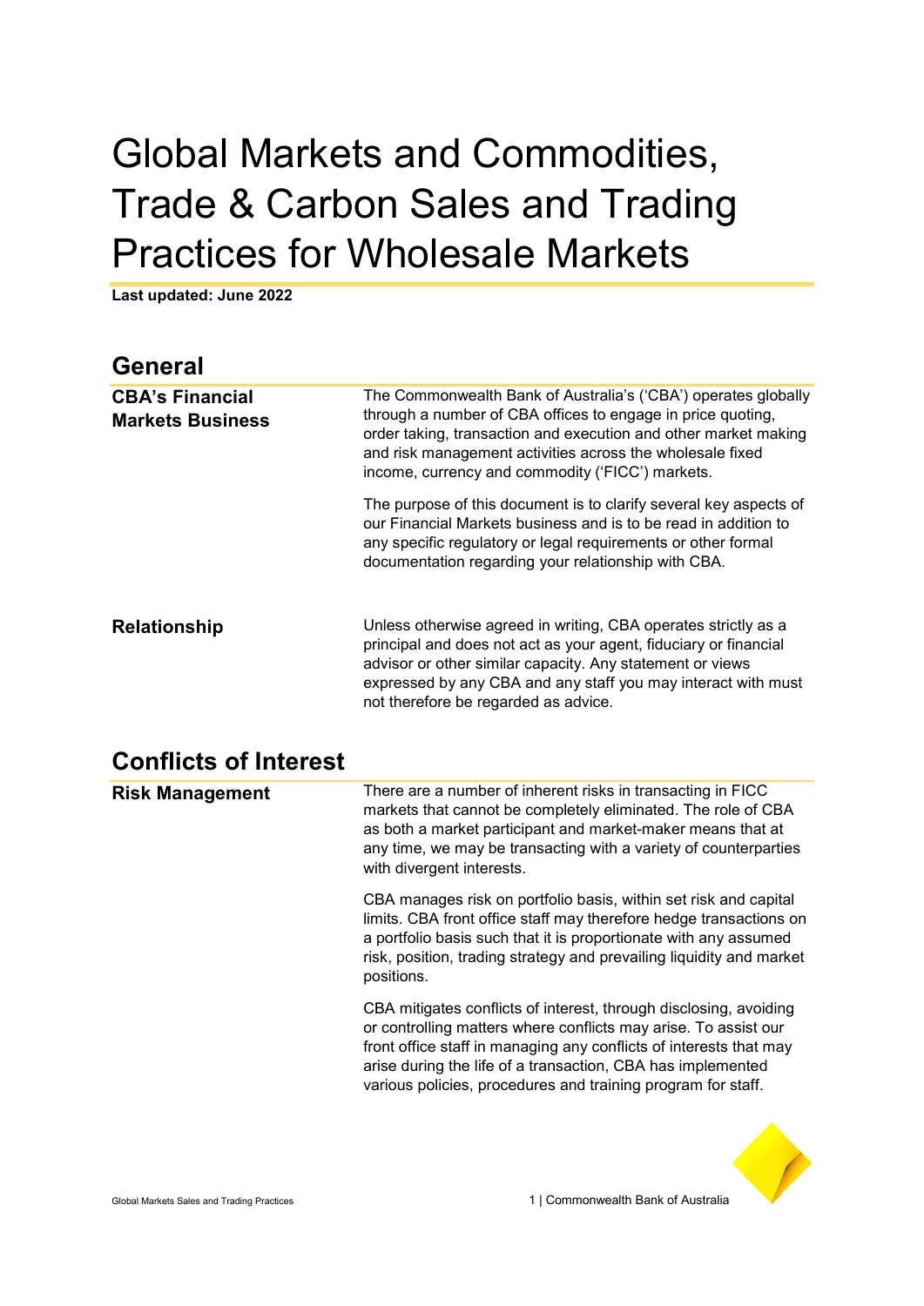# Global Markets and Commodities, Trade & Carbon Sales and Trading Practices for Wholesale Markets

**Last updated: June 2022**

## General

### CBA's Financial Markets Business

The Commonwealth Bank of Australia's ('CBA') operates globally through a number of CBA offices to engage in price quoting, order taking, transaction and execution and other market making and risk management activities across the wholesale fixed income, currency and commodity ('FICC') markets.

The purpose of this document is to clarify several key aspects of our Financial Markets business and is to be read in addition to any specific regulatory or legal requirements or other formal documentation regarding your relationship with CBA.

### Relationship

Unless otherwise agreed in writing, CBA operates strictly as a principal and does not act as your agent, fiduciary or financial advisor or other similar capacity. Any statement or views expressed by any CBA and any staff you may interact with must not therefore be regarded as advice.

## Conflicts of Interest

### Risk Management

There are a number of inherent risks in transacting in FICC markets that cannot be completely eliminated. The role of CBA as both a market participant and market-maker means that at any time, we may be transacting with a variety of counterparties with divergent interests.

CBA manages risk on portfolio basis, within set risk and capital limits. CBA front office staff may therefore hedge transactions on a portfolio basis such that it is proportionate with any assumed risk, position, trading strategy and prevailing liquidity and market positions.

CBA mitigates conflicts of interest, through disclosing, avoiding or controlling matters where conflicts may arise. To assist our front office staff in managing any conflicts of interests that may arise during the life of a transaction, CBA has implemented various policies, procedures and training program for staff.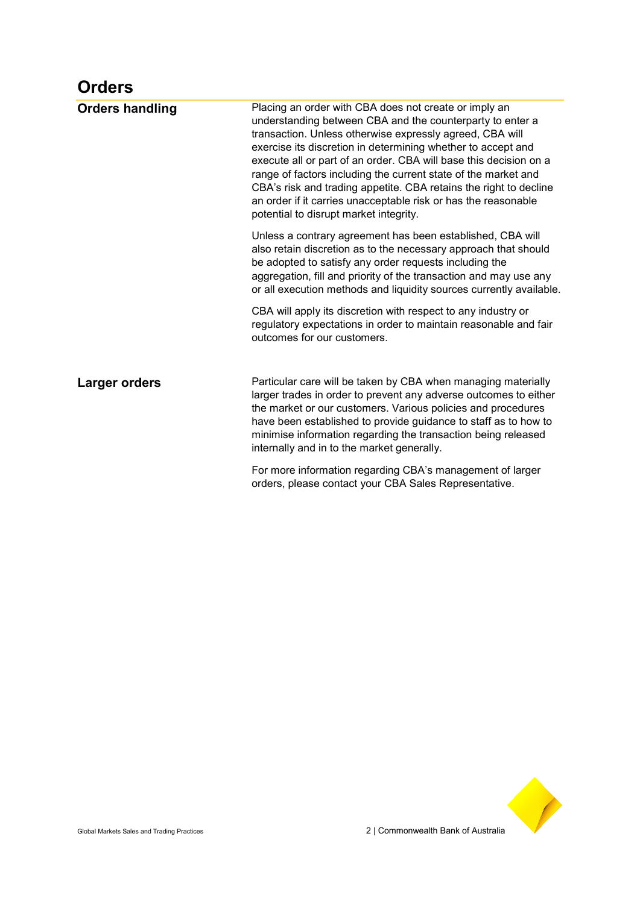# Orders

## Orders handling

Placing an order with CBA does not create or imply an understanding between CBA and the counterparty to enter a transaction. Unless otherwise expressly agreed, CBA will exercise its discretion in determining whether to accept and execute all or part of an order. CBA will base this decision on a range of factors including the current state of the market and CBA's risk and trading appetite. CBA retains the right to decline an order if it carries unacceptable risk or has the reasonable potential to disrupt market integrity.

Unless a contrary agreement has been established, CBA will also retain discretion as to the necessary approach that should be adopted to satisfy any order requests including the aggregation, fill and priority of the transaction and may use any or all execution methods and liquidity sources currently available.

CBA will apply its discretion with respect to any industry or regulatory expectations in order to maintain reasonable and fair outcomes for our customers.

## Larger orders

Particular care will be taken by CBA when managing materially larger trades in order to prevent any adverse outcomes to either the market or our customers. Various policies and procedures have been established to provide guidance to staff as to how to minimise information regarding the transaction being released internally and in to the market generally.

For more information regarding CBA's management of larger orders, please contact your CBA Sales Representative.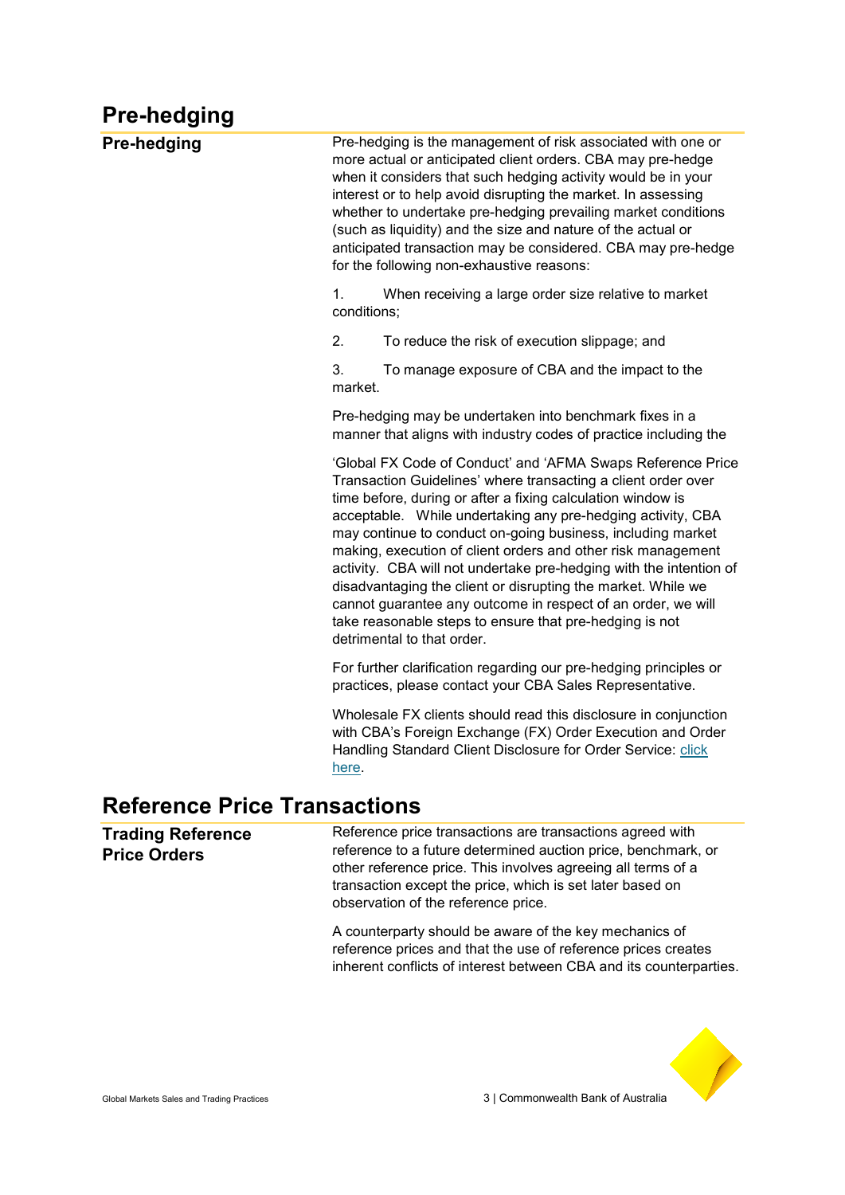# Pre-hedging

## Pre-hedging

Pre-hedging is the management of risk associated with one or more actual or anticipated client orders. CBA may pre-hedge when it considers that such hedging activity would be in your interest or to help avoid disrupting the market. In assessing whether to undertake pre-hedging prevailing market conditions (such as liquidity) and the size and nature of the actual or anticipated transaction may be considered. CBA may pre-hedge for the following non-exhaustive reasons:

1. When receiving a large order size relative to market conditions;
2. To reduce the risk of execution slippage; and
3. To manage exposure of CBA and the impact to the market.

Pre-hedging may be undertaken into benchmark fixes in a manner that aligns with industry codes of practice including the

'Global FX Code of Conduct' and 'AFMA Swaps Reference Price Transaction Guidelines' where transacting a client order over time before, during or after a fixing calculation window is acceptable. While undertaking any pre-hedging activity, CBA may continue to conduct on-going business, including market making, execution of client orders and other risk management activity. CBA will not undertake pre-hedging with the intention of disadvantaging the client or disrupting the market. While we cannot guarantee any outcome in respect of an order, we will take reasonable steps to ensure that pre-hedging is not detrimental to that order.

For further clarification regarding our pre-hedging principles or practices, please contact your CBA Sales Representative.

Wholesale FX clients should read this disclosure in conjunction with CBA's Foreign Exchange (FX) Order Execution and Order Handling Standard Client Disclosure for Order Service: click here.

# Reference Price Transactions

## Trading Reference Price Orders

Reference price transactions are transactions agreed with reference to a future determined auction price, benchmark, or other reference price. This involves agreeing all terms of a transaction except the price, which is set later based on observation of the reference price.

A counterparty should be aware of the key mechanics of reference prices and that the use of reference prices creates inherent conflicts of interest between CBA and its counterparties.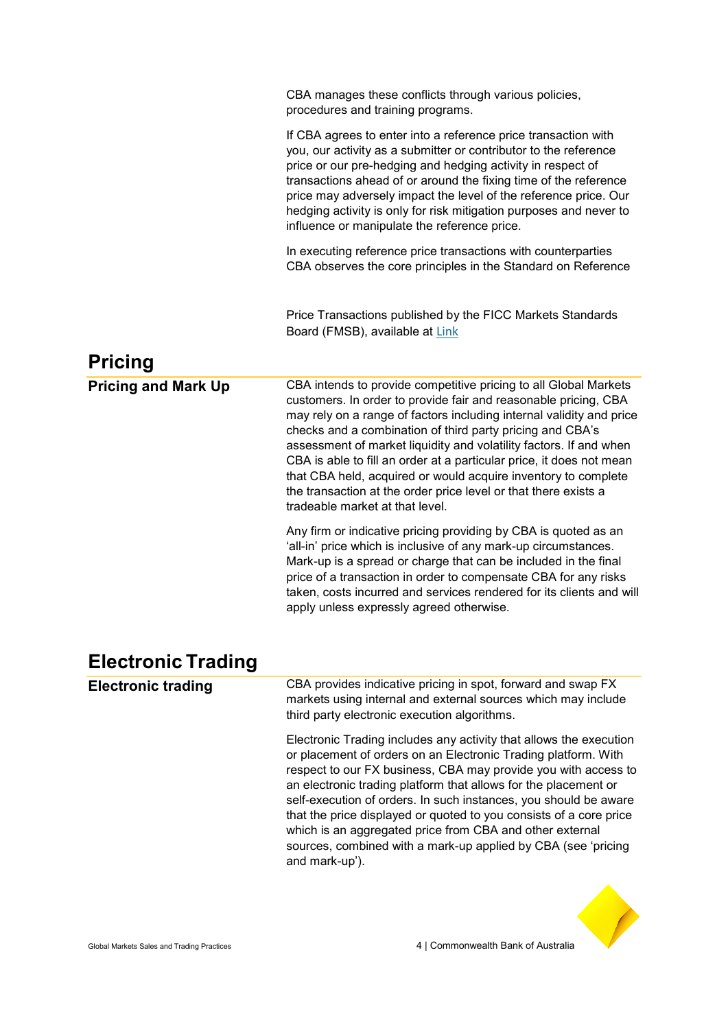CBA manages these conflicts through various policies, procedures and training programs.

If CBA agrees to enter into a reference price transaction with you, our activity as a submitter or contributor to the reference price or our pre-hedging and hedging activity in respect of transactions ahead of or around the fixing time of the reference price may adversely impact the level of the reference price. Our hedging activity is only for risk mitigation purposes and never to influence or manipulate the reference price.

In executing reference price transactions with counterparties CBA observes the core principles in the Standard on Reference Price Transactions published by the FICC Markets Standards Board (FMSB), available at Link

# Pricing

## Pricing and Mark Up

CBA intends to provide competitive pricing to all Global Markets customers. In order to provide fair and reasonable pricing, CBA may rely on a range of factors including internal validity and price checks and a combination of third party pricing and CBA's assessment of market liquidity and volatility factors. If and when CBA is able to fill an order at a particular price, it does not mean that CBA held, acquired or would acquire inventory to complete the transaction at the order price level or that there exists a tradeable market at that level.

Any firm or indicative pricing providing by CBA is quoted as an 'all-in' price which is inclusive of any mark-up circumstances. Mark-up is a spread or charge that can be included in the final price of a transaction in order to compensate CBA for any risks taken, costs incurred and services rendered for its clients and will apply unless expressly agreed otherwise.

# Electronic Trading

## Electronic trading

CBA provides indicative pricing in spot, forward and swap FX markets using internal and external sources which may include third party electronic execution algorithms.

Electronic Trading includes any activity that allows the execution or placement of orders on an Electronic Trading platform. With respect to our FX business, CBA may provide you with access to an electronic trading platform that allows for the placement or self-execution of orders. In such instances, you should be aware that the price displayed or quoted to you consists of a core price which is an aggregated price from CBA and other external sources, combined with a mark-up applied by CBA (see 'pricing and mark-up').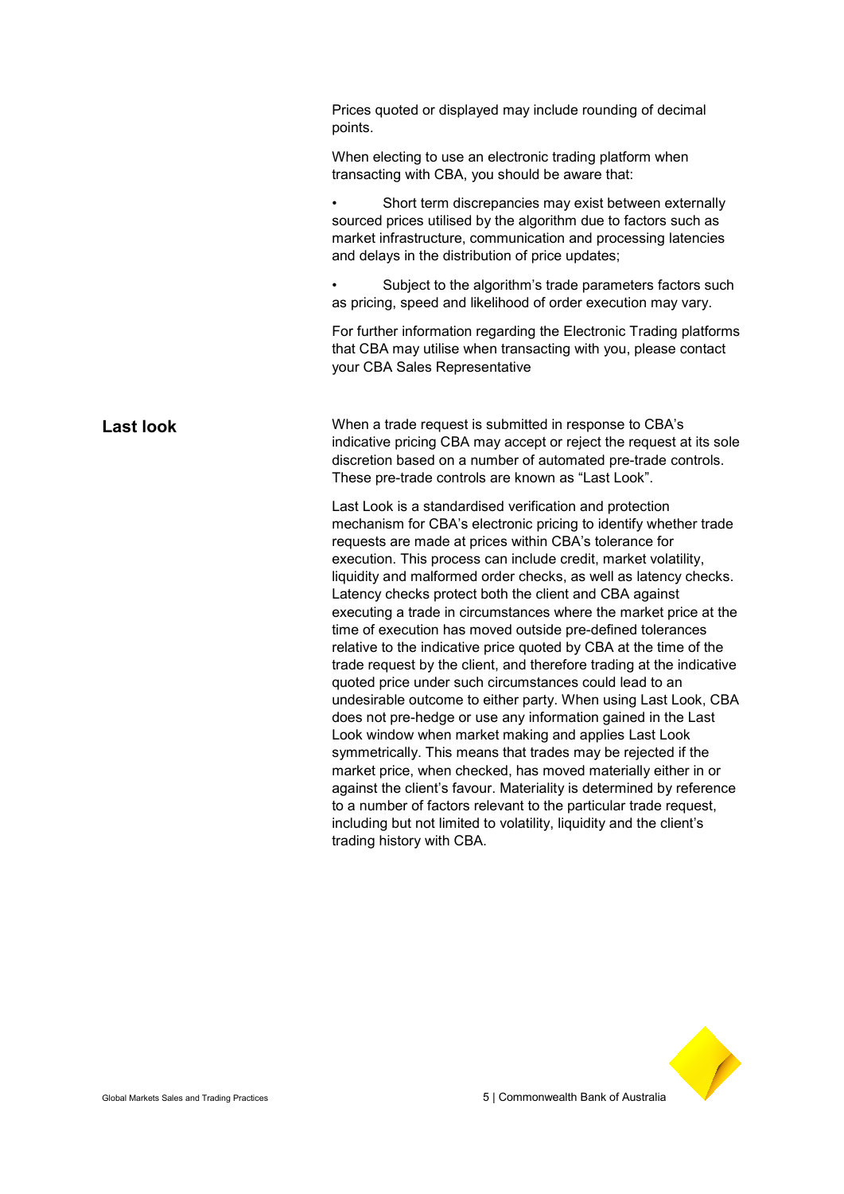Prices quoted or displayed may include rounding of decimal points.

When electing to use an electronic trading platform when transacting with CBA, you should be aware that:

- Short term discrepancies may exist between externally sourced prices utilised by the algorithm due to factors such as market infrastructure, communication and processing latencies and delays in the distribution of price updates;
- Subject to the algorithm's trade parameters factors such as pricing, speed and likelihood of order execution may vary.

For further information regarding the Electronic Trading platforms that CBA may utilise when transacting with you, please contact your CBA Sales Representative

## Last look

When a trade request is submitted in response to CBA's indicative pricing CBA may accept or reject the request at its sole discretion based on a number of automated pre-trade controls. These pre-trade controls are known as "Last Look".

Last Look is a standardised verification and protection mechanism for CBA's electronic pricing to identify whether trade requests are made at prices within CBA's tolerance for execution. This process can include credit, market volatility, liquidity and malformed order checks, as well as latency checks. Latency checks protect both the client and CBA against executing a trade in circumstances where the market price at the time of execution has moved outside pre-defined tolerances relative to the indicative price quoted by CBA at the time of the trade request by the client, and therefore trading at the indicative quoted price under such circumstances could lead to an undesirable outcome to either party. When using Last Look, CBA does not pre-hedge or use any information gained in the Last Look window when market making and applies Last Look symmetrically. This means that trades may be rejected if the market price, when checked, has moved materially either in or against the client's favour. Materiality is determined by reference to a number of factors relevant to the particular trade request, including but not limited to volatility, liquidity and the client's trading history with CBA.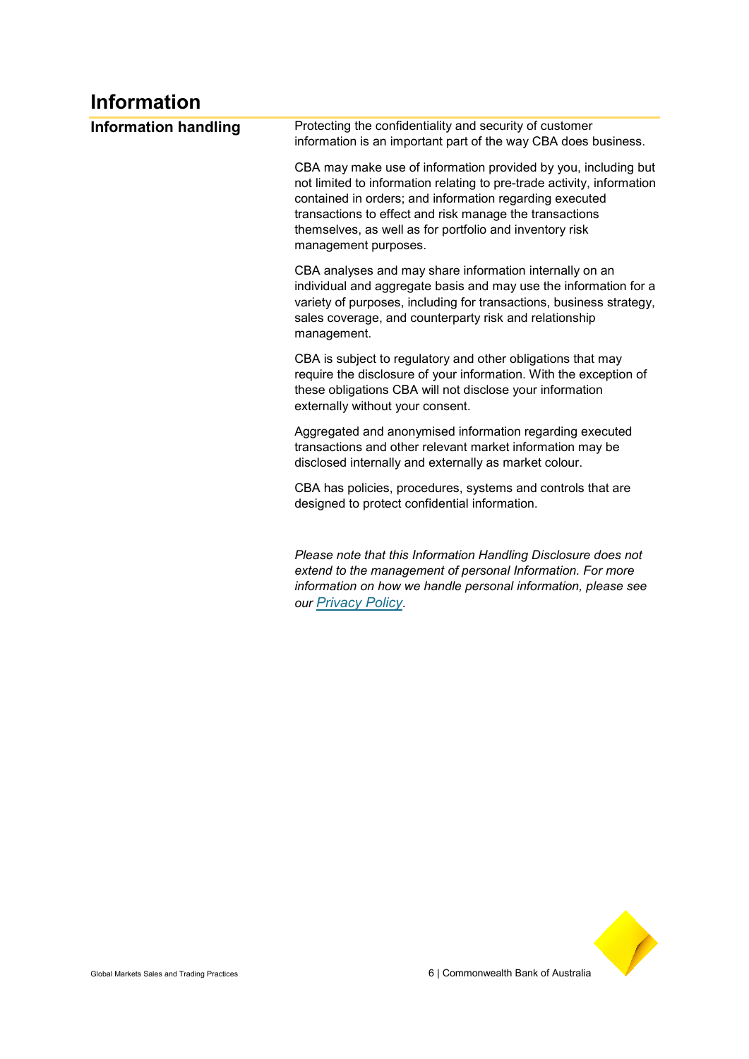# Information

## Information handling

Protecting the confidentiality and security of customer information is an important part of the way CBA does business.

CBA may make use of information provided by you, including but not limited to information relating to pre-trade activity, information contained in orders; and information regarding executed transactions to effect and risk manage the transactions themselves, as well as for portfolio and inventory risk management purposes.

CBA analyses and may share information internally on an individual and aggregate basis and may use the information for a variety of purposes, including for transactions, business strategy, sales coverage, and counterparty risk and relationship management.

CBA is subject to regulatory and other obligations that may require the disclosure of your information. With the exception of these obligations CBA will not disclose your information externally without your consent.

Aggregated and anonymised information regarding executed transactions and other relevant market information may be disclosed internally and externally as market colour.

CBA has policies, procedures, systems and controls that are designed to protect confidential information.

*Please note that this Information Handling Disclosure does not extend to the management of personal Information. For more information on how we handle personal information, please see our Privacy Policy.*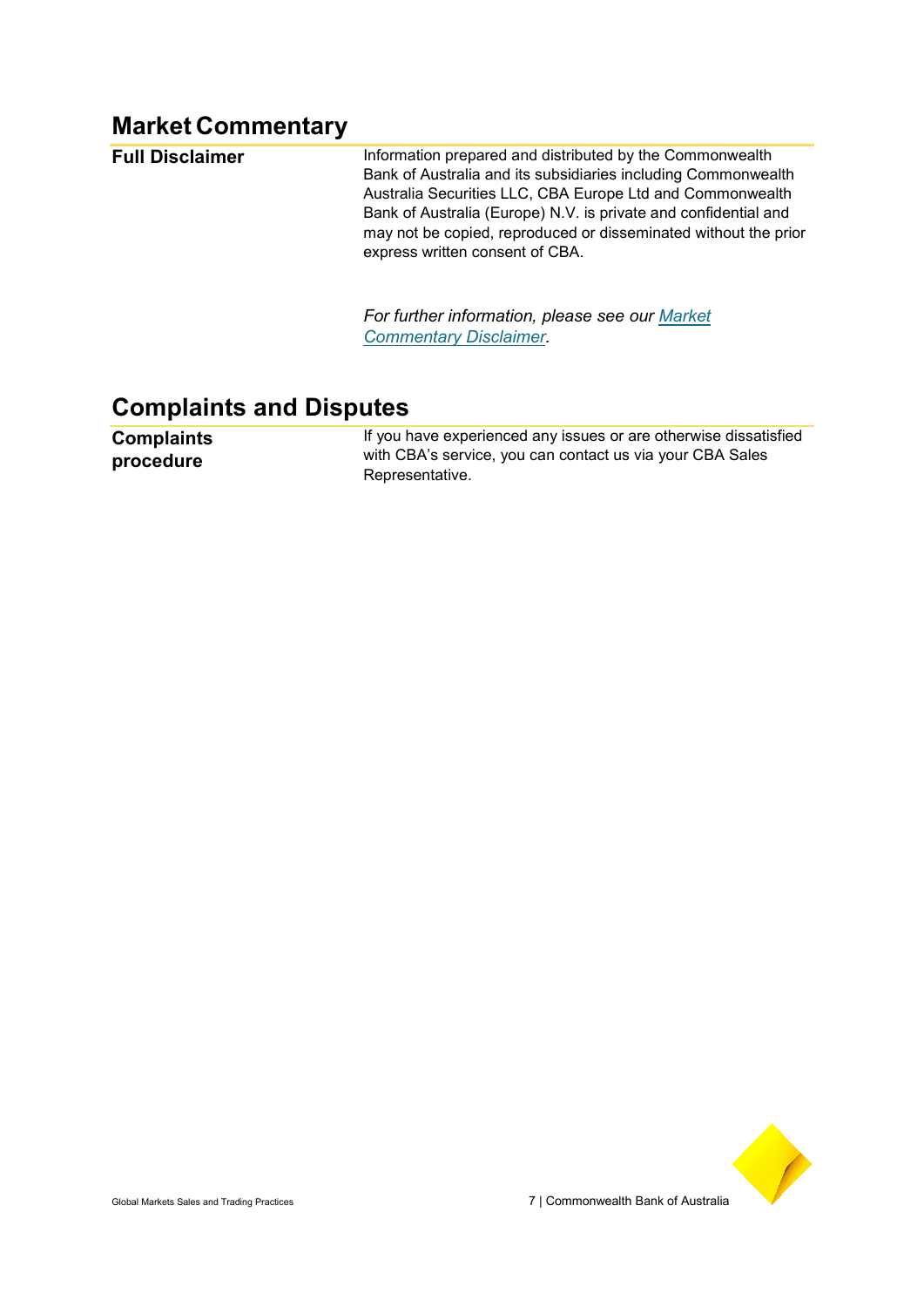## Market Commentary

**Full Disclaimer**

Information prepared and distributed by the Commonwealth Bank of Australia and its subsidiaries including Commonwealth Australia Securities LLC, CBA Europe Ltd and Commonwealth Bank of Australia (Europe) N.V. is private and confidential and may not be copied, reproduced or disseminated without the prior express written consent of CBA.

*For further information, please see our [Market Commentary Disclaimer](#).*

## Complaints and Disputes

**Complaints procedure**

If you have experienced any issues or are otherwise dissatisfied with CBA's service, you can contact us via your CBA Sales Representative.